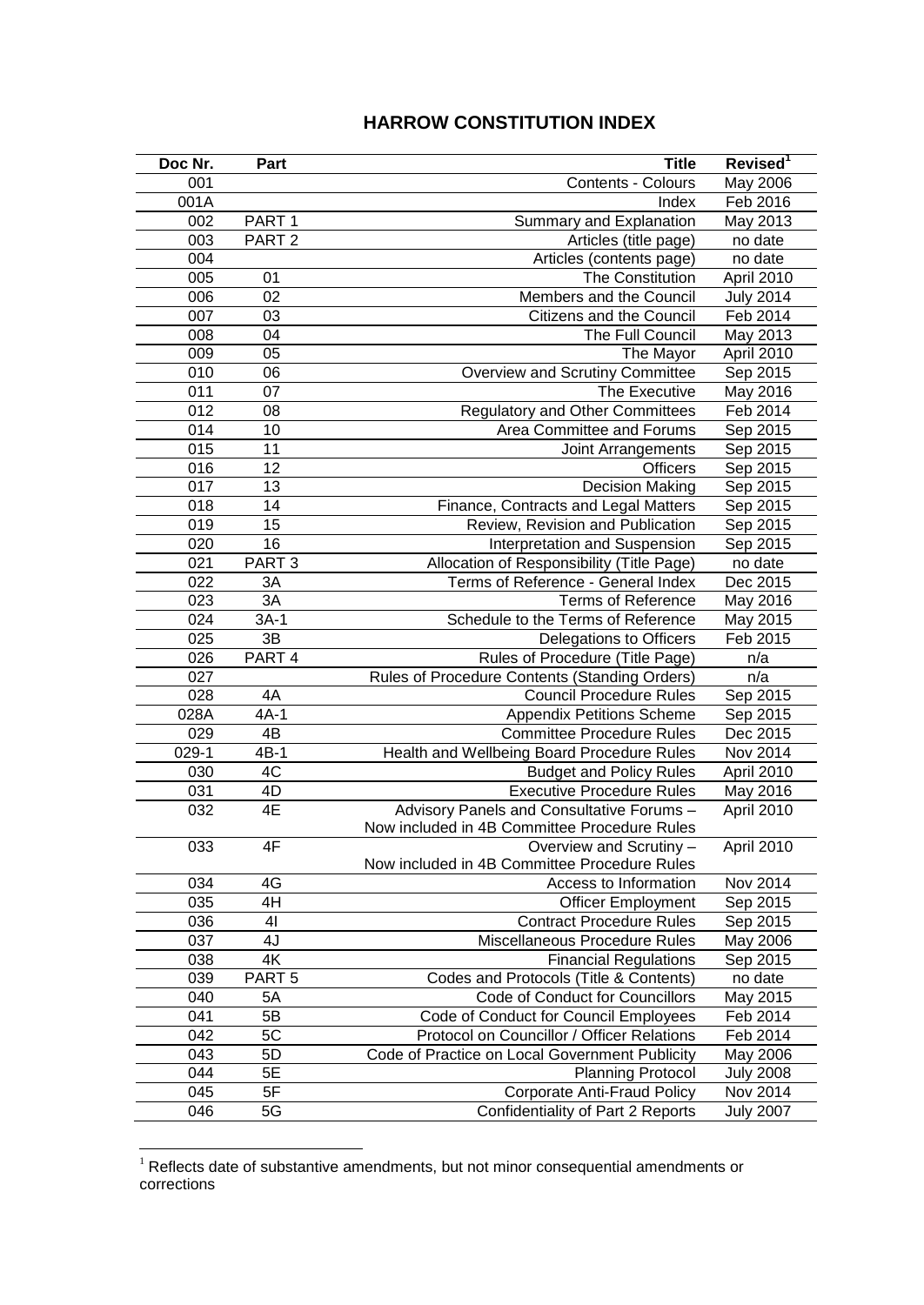# HARROW CONSTITUTION INDEX

| Doc Nr. | Part | Title | Revised[1] |
|---|---|---|---|
| 001 | | Contents - Colours | May 2006 |
| 001A | | Index | Feb 2016 |
| 002 | PART 1 | Summary and Explanation | May 2013 |
| 003 | PART 2 | Articles (title page) | no date |
| 004 | | Articles (contents page) | no date |
| 005 | 01 | The Constitution | April 2010 |
| 006 | 02 | Members and the Council | July 2014 |
| 007 | 03 | Citizens and the Council | Feb 2014 |
| 008 | 04 | The Full Council | May 2013 |
| 009 | 05 | The Mayor | April 2010 |
| 010 | 06 | Overview and Scrutiny Committee | Sep 2015 |
| 011 | 07 | The Executive | May 2016 |
| 012 | 08 | Regulatory and Other Committees | Feb 2014 |
| 014 | 10 | Area Committee and Forums | Sep 2015 |
| 015 | 11 | Joint Arrangements | Sep 2015 |
| 016 | 12 | Officers | Sep 2015 |
| 017 | 13 | Decision Making | Sep 2015 |
| 018 | 14 | Finance, Contracts and Legal Matters | Sep 2015 |
| 019 | 15 | Review, Revision and Publication | Sep 2015 |
| 020 | 16 | Interpretation and Suspension | Sep 2015 |
| 021 | PART 3 | Allocation of Responsibility (Title Page) | no date |
| 022 | 3A | Terms of Reference - General Index | Dec 2015 |
| 023 | 3A | Terms of Reference | May 2016 |
| 024 | 3A-1 | Schedule to the Terms of Reference | May 2015 |
| 025 | 3B | Delegations to Officers | Feb 2015 |
| 026 | PART 4 | Rules of Procedure (Title Page) | n/a |
| 027 | | Rules of Procedure Contents (Standing Orders) | n/a |
| 028 | 4A | Council Procedure Rules | Sep 2015 |
| 028A | 4A-1 | Appendix Petitions Scheme | Sep 2015 |
| 029 | 4B | Committee Procedure Rules | Dec 2015 |
| 029-1 | 4B-1 | Health and Wellbeing Board Procedure Rules | Nov 2014 |
| 030 | 4C | Budget and Policy Rules | April 2010 |
| 031 | 4D | Executive Procedure Rules | May 2016 |
| 032 | 4E | Advisory Panels and Consultative Forums – Now included in 4B Committee Procedure Rules | April 2010 |
| 033 | 4F | Overview and Scrutiny – Now included in 4B Committee Procedure Rules | April 2010 |
| 034 | 4G | Access to Information | Nov 2014 |
| 035 | 4H | Officer Employment | Sep 2015 |
| 036 | 4I | Contract Procedure Rules | Sep 2015 |
| 037 | 4J | Miscellaneous Procedure Rules | May 2006 |
| 038 | 4K | Financial Regulations | Sep 2015 |
| 039 | PART 5 | Codes and Protocols (Title & Contents) | no date |
| 040 | 5A | Code of Conduct for Councillors | May 2015 |
| 041 | 5B | Code of Conduct for Council Employees | Feb 2014 |
| 042 | 5C | Protocol on Councillor / Officer Relations | Feb 2014 |
| 043 | 5D | Code of Practice on Local Government Publicity | May 2006 |
| 044 | 5E | Planning Protocol | July 2008 |
| 045 | 5F | Corporate Anti-Fraud Policy | Nov 2014 |
| 046 | 5G | Confidentiality of Part 2 Reports | July 2007 |

[1] Reflects date of substantive amendments, but not minor consequential amendments or corrections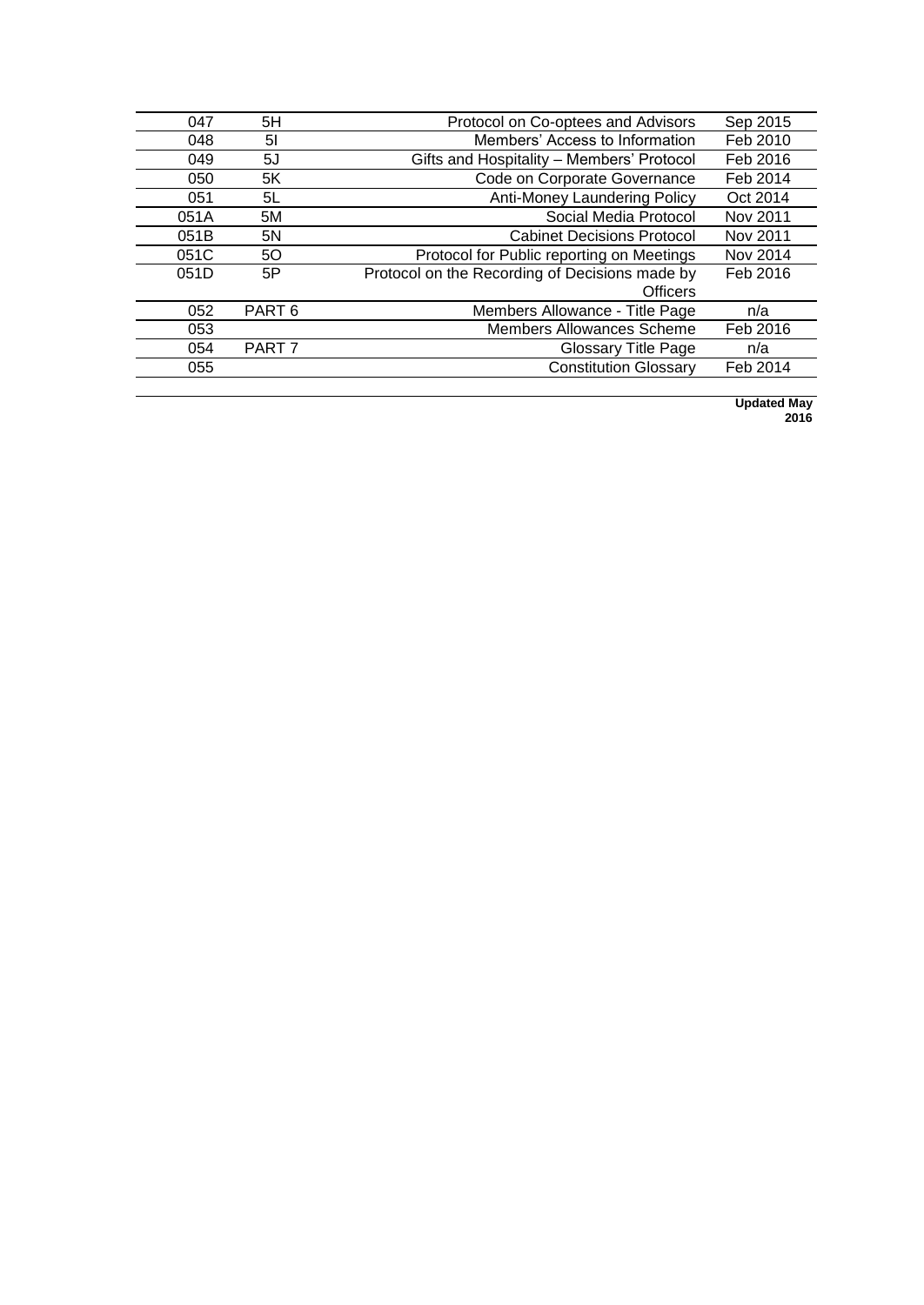| | | | |
|---|---|---|---|
| 047 | 5H | Protocol on Co-optees and Advisors | Sep 2015 |
| 048 | 5I | Members' Access to Information | Feb 2010 |
| 049 | 5J | Gifts and Hospitality – Members' Protocol | Feb 2016 |
| 050 | 5K | Code on Corporate Governance | Feb 2014 |
| 051 | 5L | Anti-Money Laundering Policy | Oct 2014 |
| 051A | 5M | Social Media Protocol | Nov 2011 |
| 051B | 5N | Cabinet Decisions Protocol | Nov 2011 |
| 051C | 5O | Protocol for Public reporting on Meetings | Nov 2014 |
| 051D | 5P | Protocol on the Recording of Decisions made by Officers | Feb 2016 |
| 052 | PART 6 | Members Allowance - Title Page | n/a |
| 053 | | Members Allowances Scheme | Feb 2016 |
| 054 | PART 7 | Glossary Title Page | n/a |
| 055 | | Constitution Glossary | Feb 2014 |

**Updated May 2016**